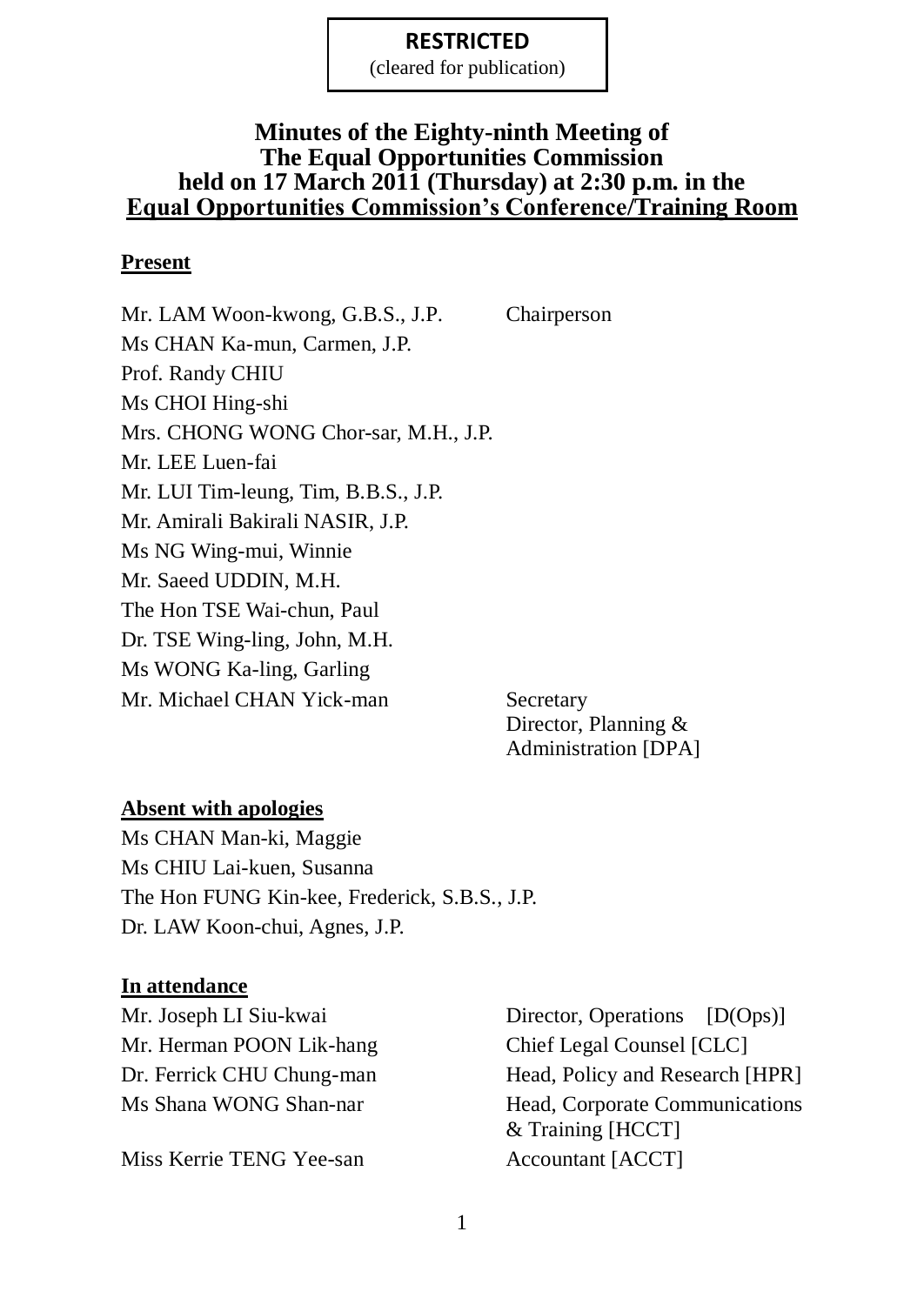**RESTRICTED**
(cleared for publication)

# Minutes of the Eighty-ninth Meeting of The Equal Opportunities Commission held on 17 March 2011 (Thursday) at 2:30 p.m. in the Equal Opportunities Commission's Conference/Training Room

## Present

| | |
|---|---|
| Mr. LAM Woon-kwong, G.B.S., J.P. | Chairperson |
| Ms CHAN Ka-mun, Carmen, J.P. | |
| Prof. Randy CHIU | |
| Ms CHOI Hing-shi | |
| Mrs. CHONG WONG Chor-sar, M.H., J.P. | |
| Mr. LEE Luen-fai | |
| Mr. LUI Tim-leung, Tim, B.B.S., J.P. | |
| Mr. Amirali Bakirali NASIR, J.P. | |
| Ms NG Wing-mui, Winnie | |
| Mr. Saeed UDDIN, M.H. | |
| The Hon TSE Wai-chun, Paul | |
| Dr. TSE Wing-ling, John, M.H. | |
| Ms WONG Ka-ling, Garling | |
| Mr. Michael CHAN Yick-man | Secretary<br>Director, Planning & Administration [DPA] |

## Absent with apologies

Ms CHAN Man-ki, Maggie
Ms CHIU Lai-kuen, Susanna
The Hon FUNG Kin-kee, Frederick, S.B.S., J.P.
Dr. LAW Koon-chui, Agnes, J.P.

## In attendance

| | |
|---|---|
| Mr. Joseph LI Siu-kwai | Director, Operations [D(Ops)] |
| Mr. Herman POON Lik-hang | Chief Legal Counsel [CLC] |
| Dr. Ferrick CHU Chung-man | Head, Policy and Research [HPR] |
| Ms Shana WONG Shan-nar | Head, Corporate Communications & Training [HCCT] |
| Miss Kerrie TENG Yee-san | Accountant [ACCT] |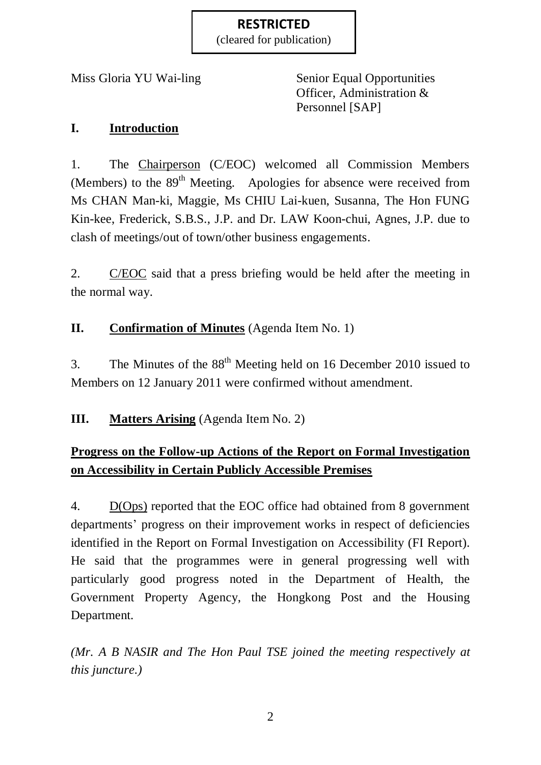**RESTRICTED**
(cleared for publication)

| | |
|---|---|
| Miss Gloria YU Wai-ling | Senior Equal Opportunities Officer, Administration & Personnel [SAP] |

## I. Introduction

1. The Chairperson (C/EOC) welcomed all Commission Members (Members) to the 89th Meeting. Apologies for absence were received from Ms CHAN Man-ki, Maggie, Ms CHIU Lai-kuen, Susanna, The Hon FUNG Kin-kee, Frederick, S.B.S., J.P. and Dr. LAW Koon-chui, Agnes, J.P. due to clash of meetings/out of town/other business engagements.

2. C/EOC said that a press briefing would be held after the meeting in the normal way.

## II. Confirmation of Minutes (Agenda Item No. 1)

3. The Minutes of the 88th Meeting held on 16 December 2010 issued to Members on 12 January 2011 were confirmed without amendment.

## III. Matters Arising (Agenda Item No. 2)

### Progress on the Follow-up Actions of the Report on Formal Investigation on Accessibility in Certain Publicly Accessible Premises

4. D(Ops) reported that the EOC office had obtained from 8 government departments' progress on their improvement works in respect of deficiencies identified in the Report on Formal Investigation on Accessibility (FI Report). He said that the programmes were in general progressing well with particularly good progress noted in the Department of Health, the Government Property Agency, the Hongkong Post and the Housing Department.

*(Mr. A B NASIR and The Hon Paul TSE joined the meeting respectively at this juncture.)*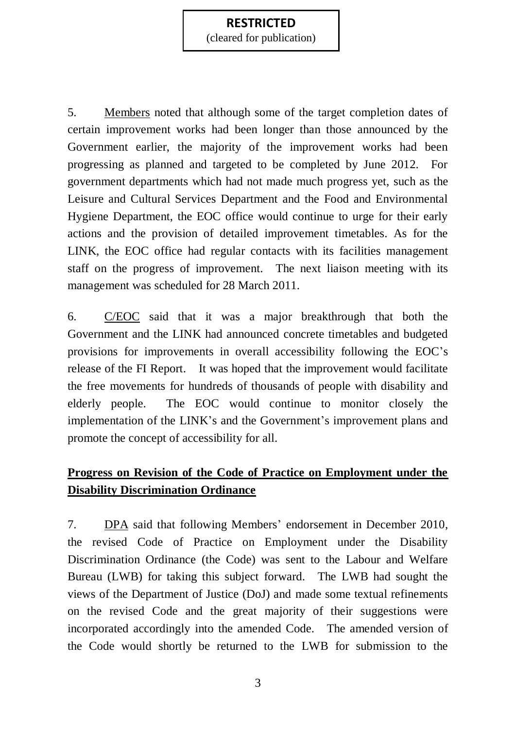5. Members noted that although some of the target completion dates of certain improvement works had been longer than those announced by the Government earlier, the majority of the improvement works had been progressing as planned and targeted to be completed by June 2012. For government departments which had not made much progress yet, such as the Leisure and Cultural Services Department and the Food and Environmental Hygiene Department, the EOC office would continue to urge for their early actions and the provision of detailed improvement timetables. As for the LINK, the EOC office had regular contacts with its facilities management staff on the progress of improvement. The next liaison meeting with its management was scheduled for 28 March 2011.

6. C/EOC said that it was a major breakthrough that both the Government and the LINK had announced concrete timetables and budgeted provisions for improvements in overall accessibility following the EOC's release of the FI Report. It was hoped that the improvement would facilitate the free movements for hundreds of thousands of people with disability and elderly people. The EOC would continue to monitor closely the implementation of the LINK's and the Government's improvement plans and promote the concept of accessibility for all.

## Progress on Revision of the Code of Practice on Employment under the Disability Discrimination Ordinance

7. DPA said that following Members' endorsement in December 2010, the revised Code of Practice on Employment under the Disability Discrimination Ordinance (the Code) was sent to the Labour and Welfare Bureau (LWB) for taking this subject forward. The LWB had sought the views of the Department of Justice (DoJ) and made some textual refinements on the revised Code and the great majority of their suggestions were incorporated accordingly into the amended Code. The amended version of the Code would shortly be returned to the LWB for submission to the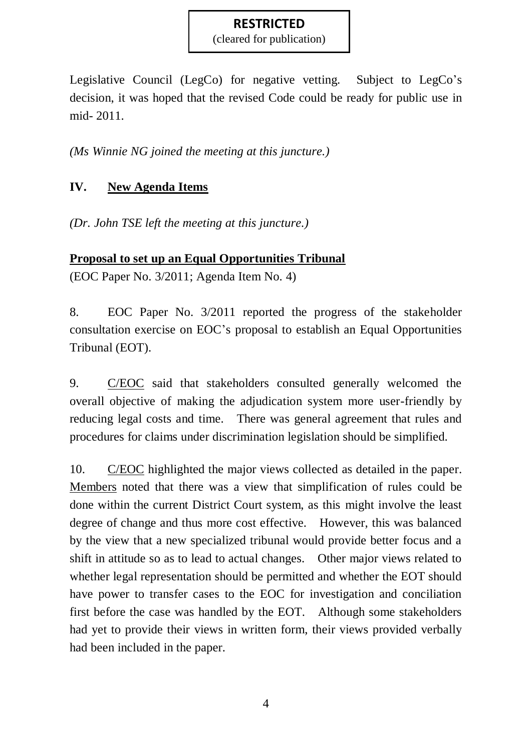**RESTRICTED**
(cleared for publication)

Legislative Council (LegCo) for negative vetting. Subject to LegCo's decision, it was hoped that the revised Code could be ready for public use in mid- 2011.

*(Ms Winnie NG joined the meeting at this juncture.)*

## IV. New Agenda Items

*(Dr. John TSE left the meeting at this juncture.)*

### Proposal to set up an Equal Opportunities Tribunal

(EOC Paper No. 3/2011; Agenda Item No. 4)

8. EOC Paper No. 3/2011 reported the progress of the stakeholder consultation exercise on EOC's proposal to establish an Equal Opportunities Tribunal (EOT).

9. C/EOC said that stakeholders consulted generally welcomed the overall objective of making the adjudication system more user-friendly by reducing legal costs and time. There was general agreement that rules and procedures for claims under discrimination legislation should be simplified.

10. C/EOC highlighted the major views collected as detailed in the paper. Members noted that there was a view that simplification of rules could be done within the current District Court system, as this might involve the least degree of change and thus more cost effective. However, this was balanced by the view that a new specialized tribunal would provide better focus and a shift in attitude so as to lead to actual changes. Other major views related to whether legal representation should be permitted and whether the EOT should have power to transfer cases to the EOC for investigation and conciliation first before the case was handled by the EOT. Although some stakeholders had yet to provide their views in written form, their views provided verbally had been included in the paper.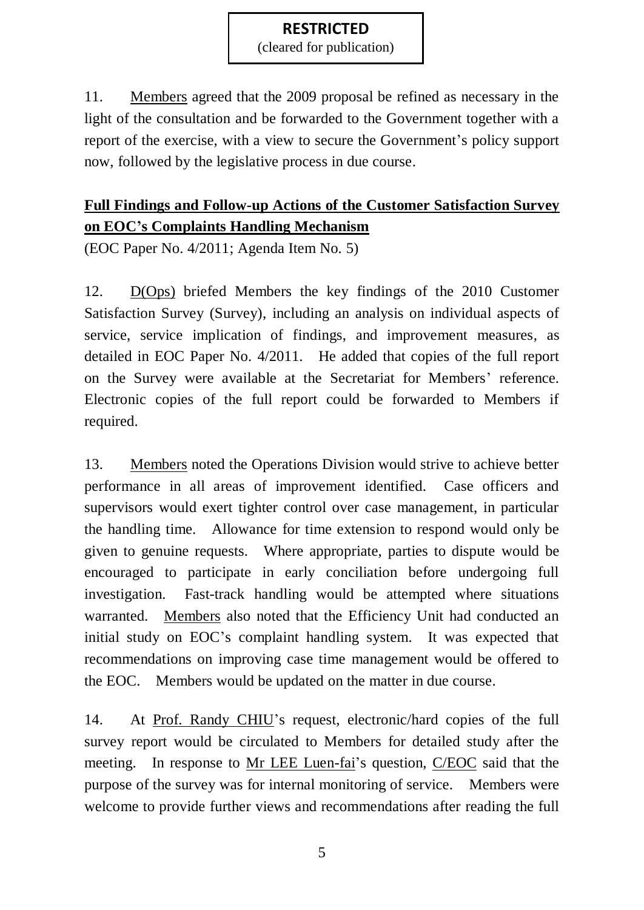**RESTRICTED**
(cleared for publication)

11. Members agreed that the 2009 proposal be refined as necessary in the light of the consultation and be forwarded to the Government together with a report of the exercise, with a view to secure the Government's policy support now, followed by the legislative process in due course.

## Full Findings and Follow-up Actions of the Customer Satisfaction Survey on EOC's Complaints Handling Mechanism

(EOC Paper No. 4/2011; Agenda Item No. 5)

12. D(Ops) briefed Members the key findings of the 2010 Customer Satisfaction Survey (Survey), including an analysis on individual aspects of service, service implication of findings, and improvement measures, as detailed in EOC Paper No. 4/2011. He added that copies of the full report on the Survey were available at the Secretariat for Members' reference. Electronic copies of the full report could be forwarded to Members if required.

13. Members noted the Operations Division would strive to achieve better performance in all areas of improvement identified. Case officers and supervisors would exert tighter control over case management, in particular the handling time. Allowance for time extension to respond would only be given to genuine requests. Where appropriate, parties to dispute would be encouraged to participate in early conciliation before undergoing full investigation. Fast-track handling would be attempted where situations warranted. Members also noted that the Efficiency Unit had conducted an initial study on EOC's complaint handling system. It was expected that recommendations on improving case time management would be offered to the EOC. Members would be updated on the matter in due course.

14. At Prof. Randy CHIU's request, electronic/hard copies of the full survey report would be circulated to Members for detailed study after the meeting. In response to Mr LEE Luen-fai's question, C/EOC said that the purpose of the survey was for internal monitoring of service. Members were welcome to provide further views and recommendations after reading the full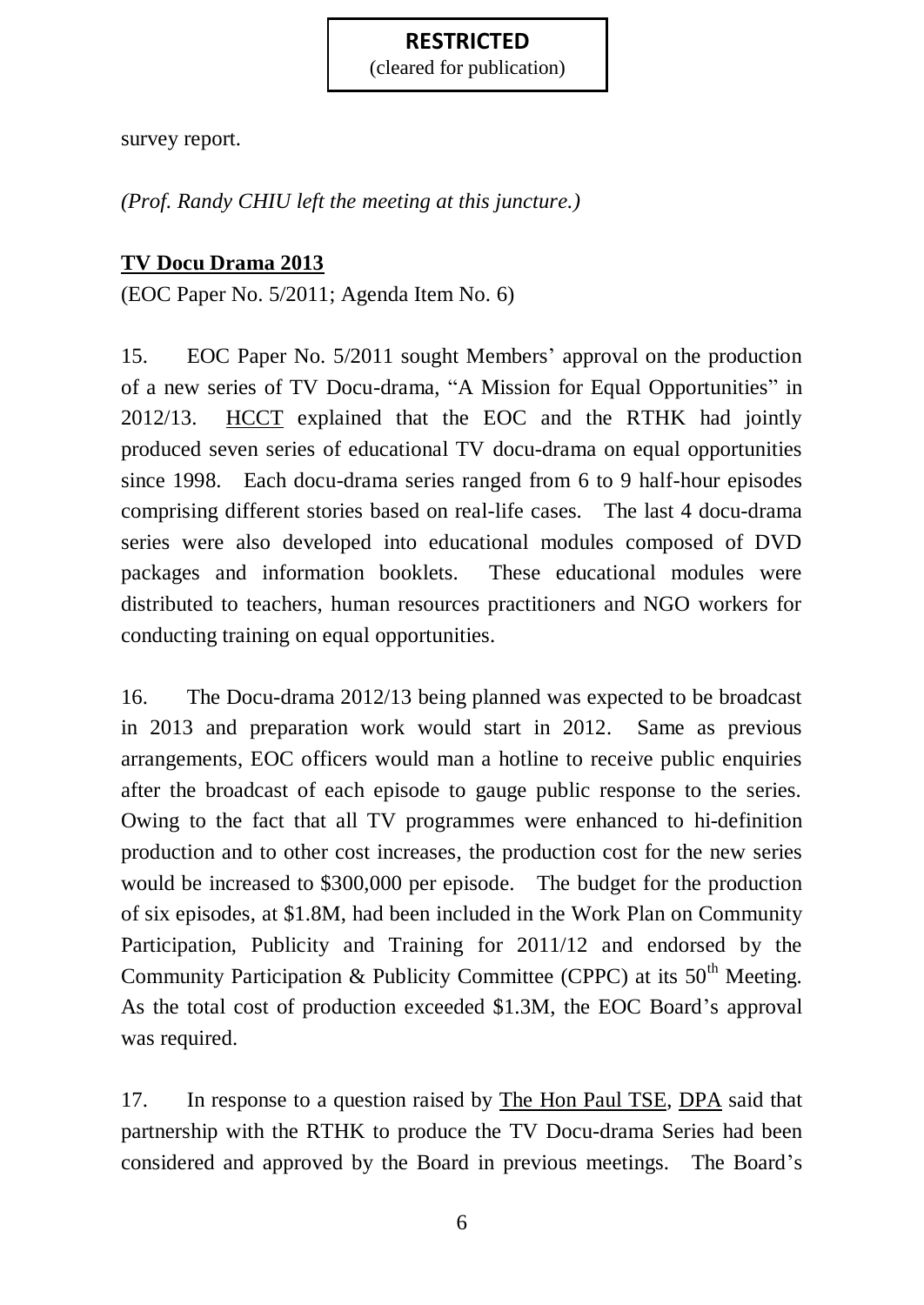**RESTRICTED**
(cleared for publication)

survey report.

*(Prof. Randy CHIU left the meeting at this juncture.)*

**TV Docu Drama 2013**

(EOC Paper No. 5/2011; Agenda Item No. 6)

15. EOC Paper No. 5/2011 sought Members' approval on the production of a new series of TV Docu-drama, "A Mission for Equal Opportunities" in 2012/13. HCCT explained that the EOC and the RTHK had jointly produced seven series of educational TV docu-drama on equal opportunities since 1998. Each docu-drama series ranged from 6 to 9 half-hour episodes comprising different stories based on real-life cases. The last 4 docu-drama series were also developed into educational modules composed of DVD packages and information booklets. These educational modules were distributed to teachers, human resources practitioners and NGO workers for conducting training on equal opportunities.

16. The Docu-drama 2012/13 being planned was expected to be broadcast in 2013 and preparation work would start in 2012. Same as previous arrangements, EOC officers would man a hotline to receive public enquiries after the broadcast of each episode to gauge public response to the series. Owing to the fact that all TV programmes were enhanced to hi-definition production and to other cost increases, the production cost for the new series would be increased to $300,000 per episode. The budget for the production of six episodes, at $1.8M, had been included in the Work Plan on Community Participation, Publicity and Training for 2011/12 and endorsed by the Community Participation & Publicity Committee (CPPC) at its 50th Meeting. As the total cost of production exceeded $1.3M, the EOC Board's approval was required.

17. In response to a question raised by The Hon Paul TSE, DPA said that partnership with the RTHK to produce the TV Docu-drama Series had been considered and approved by the Board in previous meetings. The Board's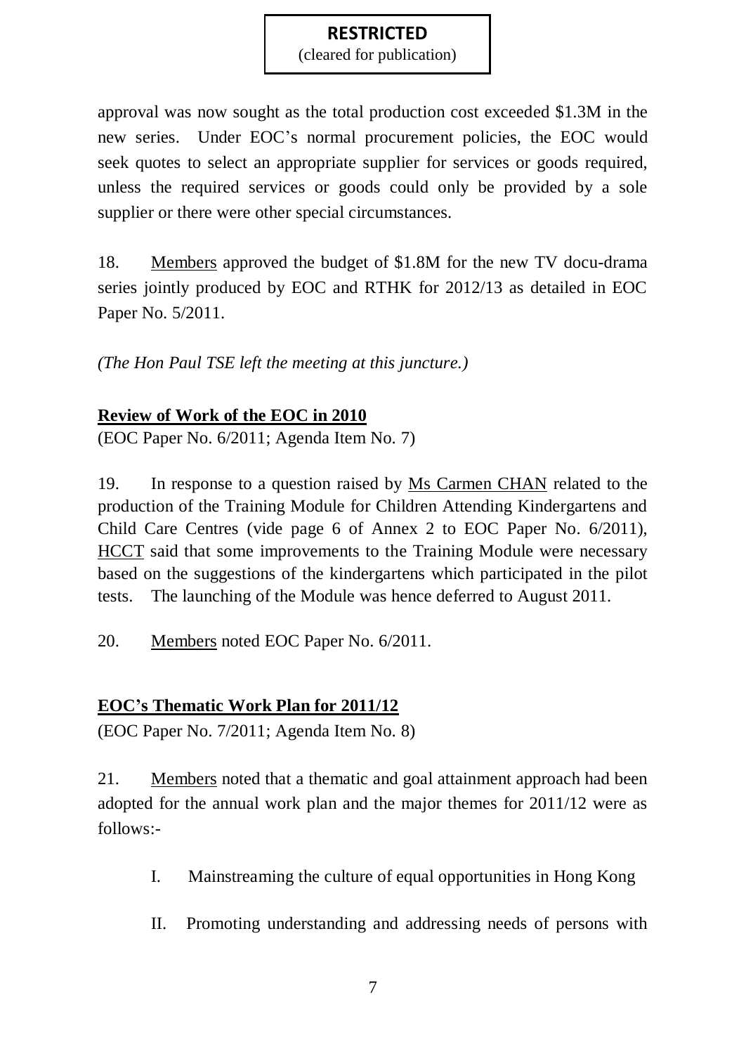**RESTRICTED**
(cleared for publication)

approval was now sought as the total production cost exceeded $1.3M in the new series. Under EOC's normal procurement policies, the EOC would seek quotes to select an appropriate supplier for services or goods required, unless the required services or goods could only be provided by a sole supplier or there were other special circumstances.

18. Members approved the budget of $1.8M for the new TV docu-drama series jointly produced by EOC and RTHK for 2012/13 as detailed in EOC Paper No. 5/2011.

*(The Hon Paul TSE left the meeting at this juncture.)*

**Review of Work of the EOC in 2010**

(EOC Paper No. 6/2011; Agenda Item No. 7)

19. In response to a question raised by Ms Carmen CHAN related to the production of the Training Module for Children Attending Kindergartens and Child Care Centres (vide page 6 of Annex 2 to EOC Paper No. 6/2011), HCCT said that some improvements to the Training Module were necessary based on the suggestions of the kindergartens which participated in the pilot tests. The launching of the Module was hence deferred to August 2011.

20. Members noted EOC Paper No. 6/2011.

**EOC's Thematic Work Plan for 2011/12**

(EOC Paper No. 7/2011; Agenda Item No. 8)

21. Members noted that a thematic and goal attainment approach had been adopted for the annual work plan and the major themes for 2011/12 were as follows:-

I. Mainstreaming the culture of equal opportunities in Hong Kong

II. Promoting understanding and addressing needs of persons with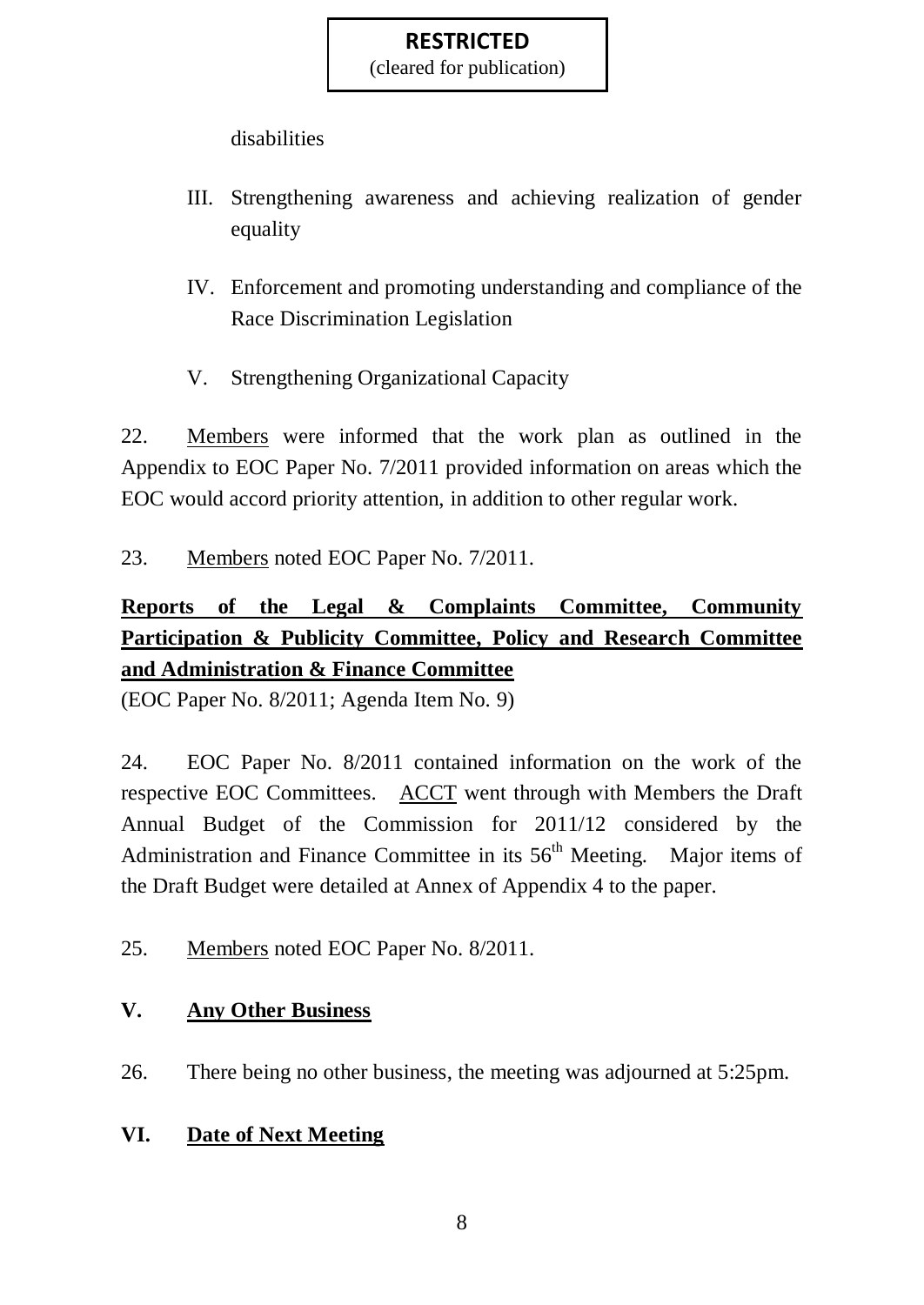disabilities

III. Strengthening awareness and achieving realization of gender equality

IV. Enforcement and promoting understanding and compliance of the Race Discrimination Legislation

V. Strengthening Organizational Capacity

22. Members were informed that the work plan as outlined in the Appendix to EOC Paper No. 7/2011 provided information on areas which the EOC would accord priority attention, in addition to other regular work.

23. Members noted EOC Paper No. 7/2011.

**Reports of the Legal & Complaints Committee, Community Participation & Publicity Committee, Policy and Research Committee and Administration & Finance Committee**

(EOC Paper No. 8/2011; Agenda Item No. 9)

24. EOC Paper No. 8/2011 contained information on the work of the respective EOC Committees. ACCT went through with Members the Draft Annual Budget of the Commission for 2011/12 considered by the Administration and Finance Committee in its 56th Meeting. Major items of the Draft Budget were detailed at Annex of Appendix 4 to the paper.

25. Members noted EOC Paper No. 8/2011.

## V. Any Other Business

26. There being no other business, the meeting was adjourned at 5:25pm.

## VI. Date of Next Meeting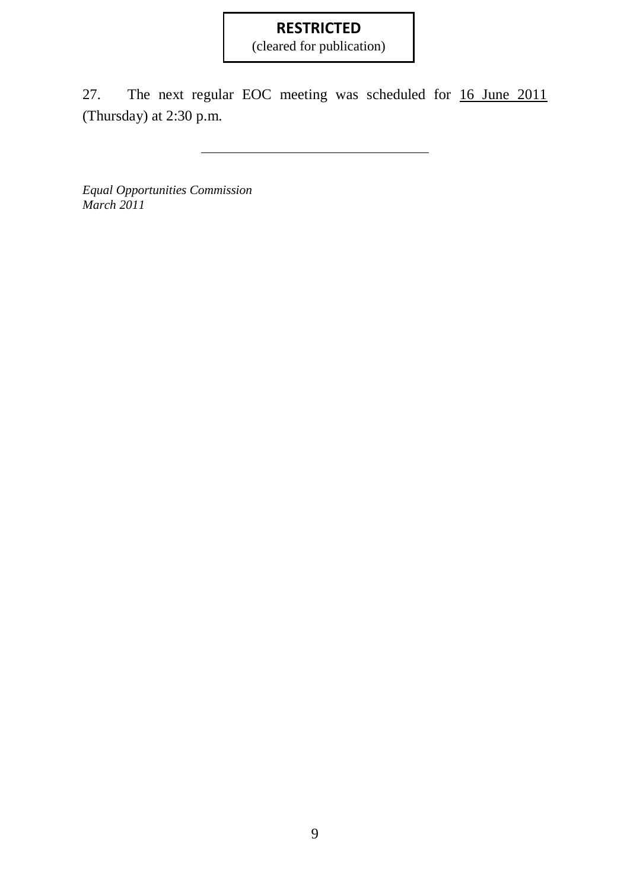**RESTRICTED**
(cleared for publication)

27. The next regular EOC meeting was scheduled for 16 June 2011 (Thursday) at 2:30 p.m.

---

*Equal Opportunities Commission*
*March 2011*